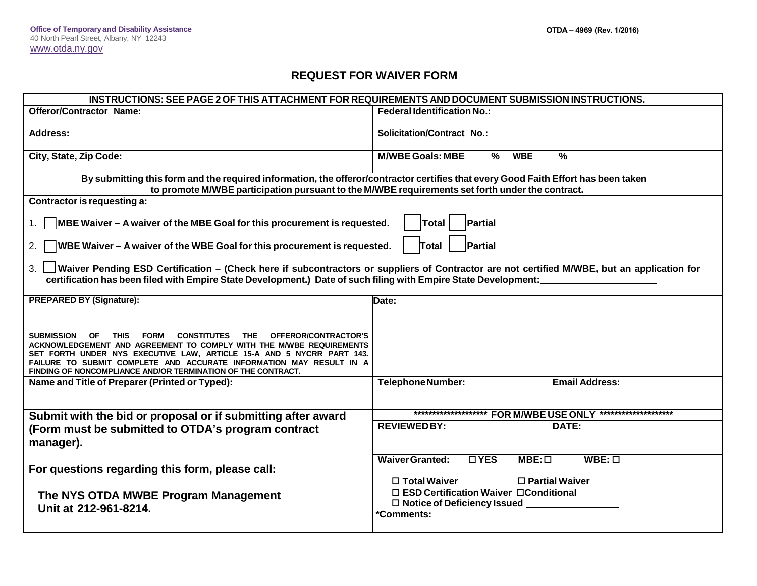**Office of Temporary and Disability Assistance**
40 North Pearl Street, Albany, NY 12243
www.otda.ny.gov

OTDA – 4969 (Rev. 1/2016)

# REQUEST FOR WAIVER FORM

**INSTRUCTIONS: SEE PAGE 2 OF THIS ATTACHMENT FOR REQUIREMENTS AND DOCUMENT SUBMISSION INSTRUCTIONS.**

| | |
|---|---|
| **Offeror/Contractor Name:** | **Federal Identification No.:** |
| **Address:** | **Solicitation/Contract No.:** |
| **City, State, Zip Code:** | **M/WBE Goals: MBE % WBE %** |

**By submitting this form and the required information, the offeror/contractor certifies that every Good Faith Effort has been taken to promote M/WBE participation pursuant to the M/WBE requirements set forth under the contract.**

**Contractor is requesting a:**

1. ☐ **MBE Waiver – A waiver of the MBE Goal for this procurement is requested.** ☐ **Total** ☐ **Partial**
2. ☐ **WBE Waiver – A waiver of the WBE Goal for this procurement is requested.** ☐ **Total** ☐ **Partial**
3. ☐ **Waiver Pending ESD Certification – (Check here if subcontractors or suppliers of Contractor are not certified M/WBE, but an application for certification has been filed with Empire State Development.) Date of such filing with Empire State Development:** ____________________

| | | |
|---|---|---|
| **PREPARED BY (Signature):**<br><br>**SUBMISSION OF THIS FORM CONSTITUTES THE OFFEROR/CONTRACTOR'S ACKNOWLEDGEMENT AND AGREEMENT TO COMPLY WITH THE M/WBE REQUIREMENTS SET FORTH UNDER NYS EXECUTIVE LAW, ARTICLE 15-A AND 5 NYCRR PART 143. FAILURE TO SUBMIT COMPLETE AND ACCURATE INFORMATION MAY RESULT IN A FINDING OF NONCOMPLIANCE AND/OR TERMINATION OF THE CONTRACT.** | **Date:** | |
| **Name and Title of Preparer (Printed or Typed):** | **Telephone Number:** | **Email Address:** |

**Submit with the bid or proposal or if submitting after award (Form must be submitted to OTDA's program contract manager).**

**For questions regarding this form, please call:**

**The NYS OTDA MWBE Program Management Unit at 212-961-8214.**

| ******************** FOR M/WBE USE ONLY ******************** | |
|---|---|
| **REVIEWED BY:** | **DATE:** |
| **Waiver Granted:** ☐ **YES** **MBE:** ☐ **WBE:** ☐<br><br>☐ **Total Waiver** ☐ **Partial Waiver**<br>☐ **ESD Certification Waiver** ☐**Conditional**<br>☐ **Notice of Deficiency Issued** ____________<br>***Comments:** | |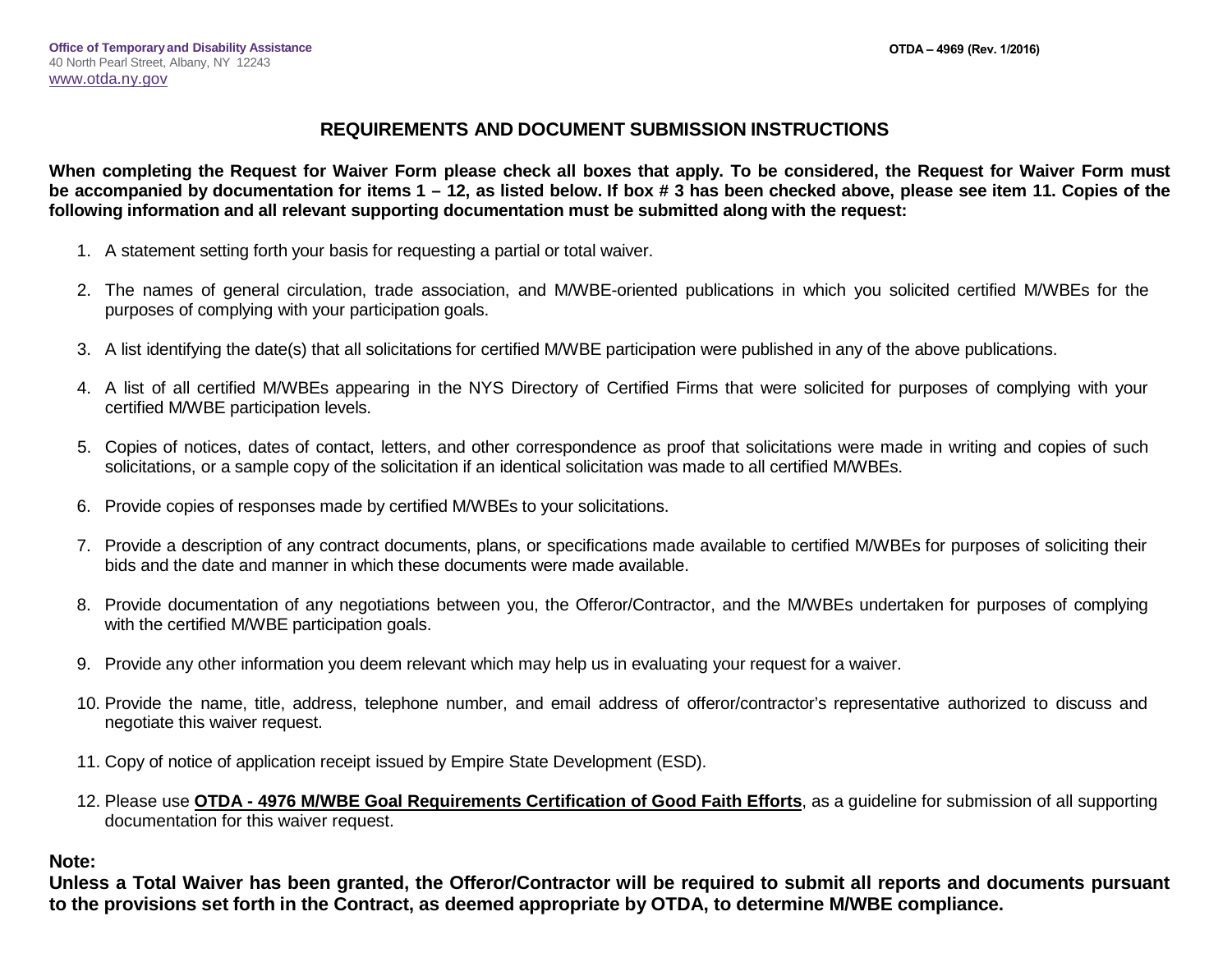Office of Temporary and Disability Assistance
40 North Pearl Street, Albany, NY 12243
www.otda.ny.gov

OTDA – 4969 (Rev. 1/2016)

## REQUIREMENTS AND DOCUMENT SUBMISSION INSTRUCTIONS

**When completing the Request for Waiver Form please check all boxes that apply. To be considered, the Request for Waiver Form must be accompanied by documentation for items 1 – 12, as listed below. If box # 3 has been checked above, please see item 11. Copies of the following information and all relevant supporting documentation must be submitted along with the request:**

1. A statement setting forth your basis for requesting a partial or total waiver.
2. The names of general circulation, trade association, and M/WBE-oriented publications in which you solicited certified M/WBEs for the purposes of complying with your participation goals.
3. A list identifying the date(s) that all solicitations for certified M/WBE participation were published in any of the above publications.
4. A list of all certified M/WBEs appearing in the NYS Directory of Certified Firms that were solicited for purposes of complying with your certified M/WBE participation levels.
5. Copies of notices, dates of contact, letters, and other correspondence as proof that solicitations were made in writing and copies of such solicitations, or a sample copy of the solicitation if an identical solicitation was made to all certified M/WBEs.
6. Provide copies of responses made by certified M/WBEs to your solicitations.
7. Provide a description of any contract documents, plans, or specifications made available to certified M/WBEs for purposes of soliciting their bids and the date and manner in which these documents were made available.
8. Provide documentation of any negotiations between you, the Offeror/Contractor, and the M/WBEs undertaken for purposes of complying with the certified M/WBE participation goals.
9. Provide any other information you deem relevant which may help us in evaluating your request for a waiver.
10. Provide the name, title, address, telephone number, and email address of offeror/contractor's representative authorized to discuss and negotiate this waiver request.
11. Copy of notice of application receipt issued by Empire State Development (ESD).
12. Please use **OTDA - 4976 M/WBE Goal Requirements Certification of Good Faith Efforts**, as a guideline for submission of all supporting documentation for this waiver request.

**Note:**
**Unless a Total Waiver has been granted, the Offeror/Contractor will be required to submit all reports and documents pursuant to the provisions set forth in the Contract, as deemed appropriate by OTDA, to determine M/WBE compliance.**